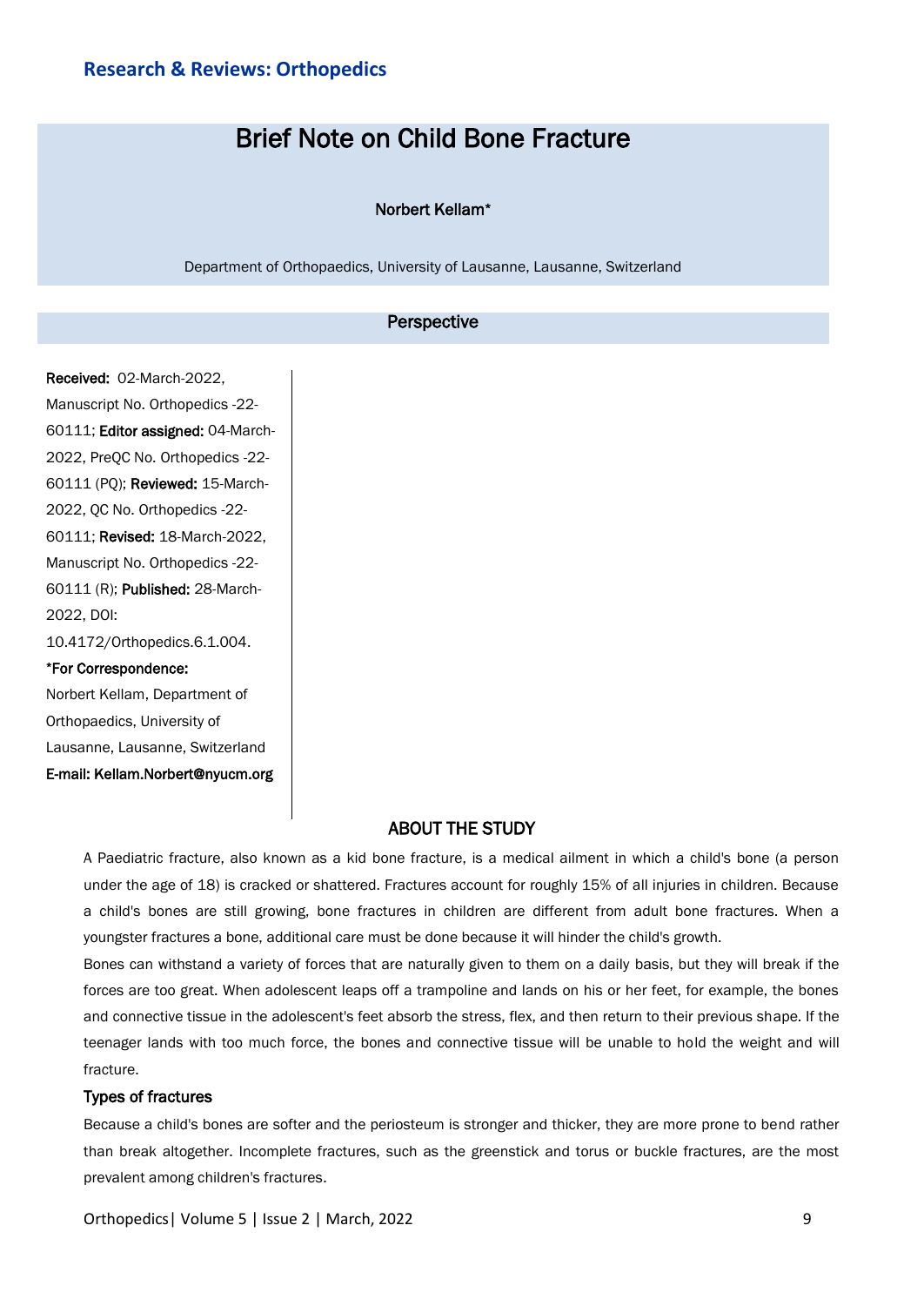# Brief Note on Child Bone Fracture

**Norbert Kellam***

Department of Orthopaedics, University of Lausanne, Lausanne, Switzerland

## Perspective

**Received:** 02-March-2022, Manuscript No. Orthopedics -22-60111; **Editor assigned:** 04-March-2022, PreQC No. Orthopedics -22-60111 (PQ); **Reviewed:** 15-March-2022, QC No. Orthopedics -22-60111; **Revised:** 18-March-2022, Manuscript No. Orthopedics -22-60111 (R); **Published:** 28-March-2022, DOI: 10.4172/Orthopedics.6.1.004.

***For Correspondence:**

Norbert Kellam, Department of Orthopaedics, University of Lausanne, Lausanne, Switzerland

**E-mail: Kellam.Norbert@nyucm.org**

## ABOUT THE STUDY

A Paediatric fracture, also known as a kid bone fracture, is a medical ailment in which a child's bone (a person under the age of 18) is cracked or shattered. Fractures account for roughly 15% of all injuries in children. Because a child's bones are still growing, bone fractures in children are different from adult bone fractures. When a youngster fractures a bone, additional care must be done because it will hinder the child's growth.

Bones can withstand a variety of forces that are naturally given to them on a daily basis, but they will break if the forces are too great. When adolescent leaps off a trampoline and lands on his or her feet, for example, the bones and connective tissue in the adolescent's feet absorb the stress, flex, and then return to their previous shape. If the teenager lands with too much force, the bones and connective tissue will be unable to hold the weight and will fracture.

### Types of fractures

Because a child's bones are softer and the periosteum is stronger and thicker, they are more prone to bend rather than break altogether. Incomplete fractures, such as the greenstick and torus or buckle fractures, are the most prevalent among children's fractures.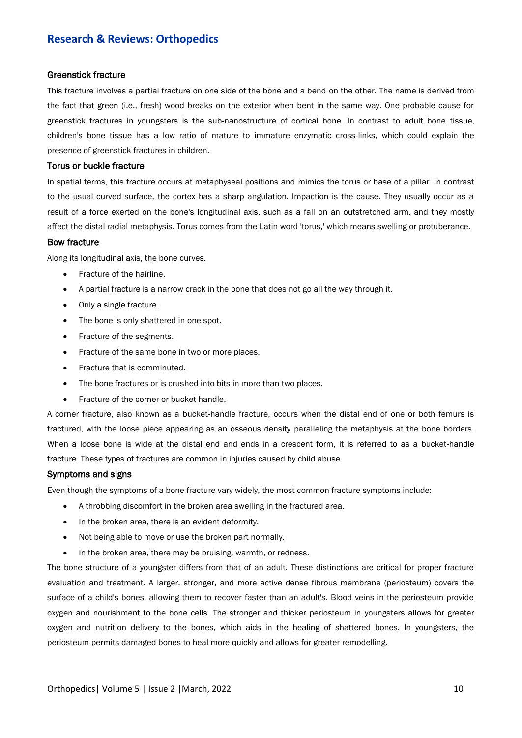### Greenstick fracture

This fracture involves a partial fracture on one side of the bone and a bend on the other. The name is derived from the fact that green (i.e., fresh) wood breaks on the exterior when bent in the same way. One probable cause for greenstick fractures in youngsters is the sub-nanostructure of cortical bone. In contrast to adult bone tissue, children's bone tissue has a low ratio of mature to immature enzymatic cross-links, which could explain the presence of greenstick fractures in children.

### Torus or buckle fracture

In spatial terms, this fracture occurs at metaphyseal positions and mimics the torus or base of a pillar. In contrast to the usual curved surface, the cortex has a sharp angulation. Impaction is the cause. They usually occur as a result of a force exerted on the bone's longitudinal axis, such as a fall on an outstretched arm, and they mostly affect the distal radial metaphysis. Torus comes from the Latin word 'torus,' which means swelling or protuberance.

### Bow fracture

Along its longitudinal axis, the bone curves.

- Fracture of the hairline.
- A partial fracture is a narrow crack in the bone that does not go all the way through it.
- Only a single fracture.
- The bone is only shattered in one spot.
- Fracture of the segments.
- Fracture of the same bone in two or more places.
- Fracture that is comminuted.
- The bone fractures or is crushed into bits in more than two places.
- Fracture of the corner or bucket handle.

A corner fracture, also known as a bucket-handle fracture, occurs when the distal end of one or both femurs is fractured, with the loose piece appearing as an osseous density paralleling the metaphysis at the bone borders. When a loose bone is wide at the distal end and ends in a crescent form, it is referred to as a bucket-handle fracture. These types of fractures are common in injuries caused by child abuse.

### Symptoms and signs

Even though the symptoms of a bone fracture vary widely, the most common fracture symptoms include:

- A throbbing discomfort in the broken area swelling in the fractured area.
- In the broken area, there is an evident deformity.
- Not being able to move or use the broken part normally.
- In the broken area, there may be bruising, warmth, or redness.

The bone structure of a youngster differs from that of an adult. These distinctions are critical for proper fracture evaluation and treatment. A larger, stronger, and more active dense fibrous membrane (periosteum) covers the surface of a child's bones, allowing them to recover faster than an adult's. Blood veins in the periosteum provide oxygen and nourishment to the bone cells. The stronger and thicker periosteum in youngsters allows for greater oxygen and nutrition delivery to the bones, which aids in the healing of shattered bones. In youngsters, the periosteum permits damaged bones to heal more quickly and allows for greater remodelling.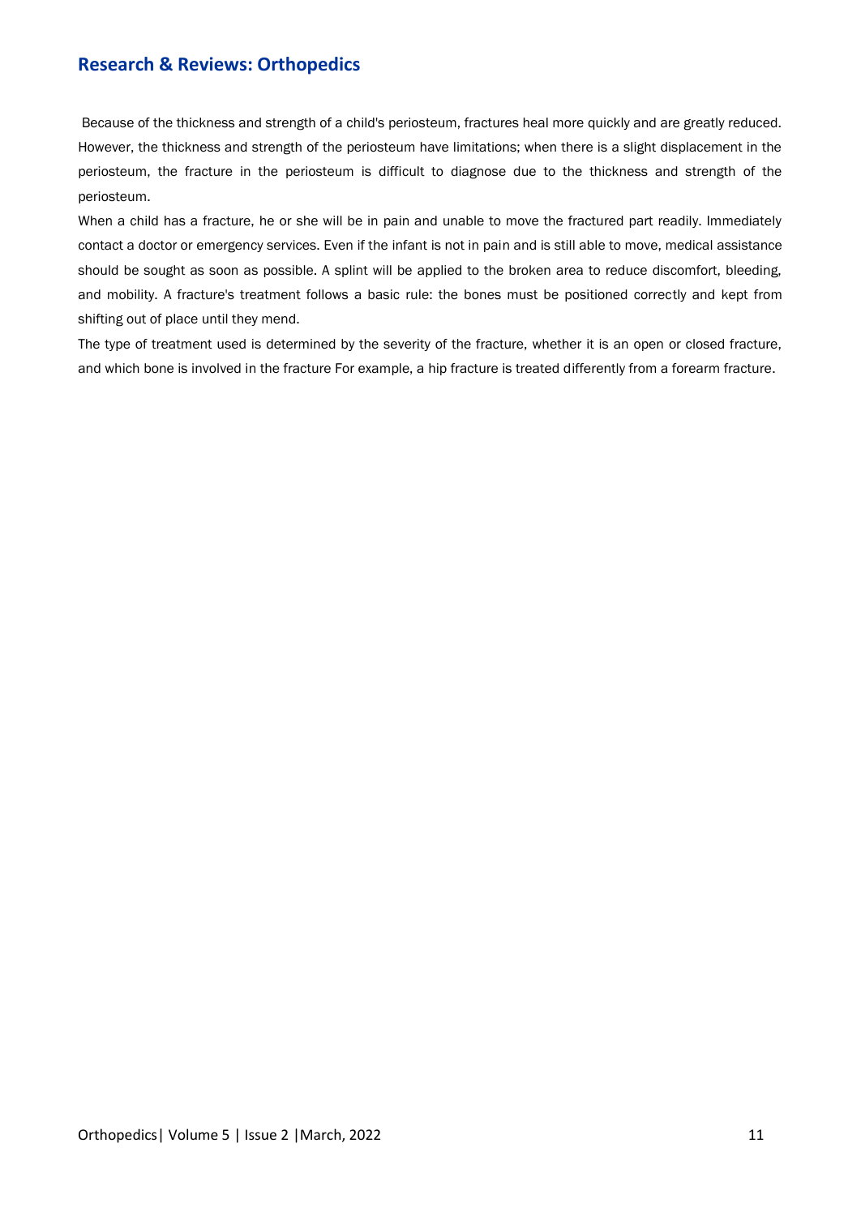Because of the thickness and strength of a child's periosteum, fractures heal more quickly and are greatly reduced. However, the thickness and strength of the periosteum have limitations; when there is a slight displacement in the periosteum, the fracture in the periosteum is difficult to diagnose due to the thickness and strength of the periosteum.

When a child has a fracture, he or she will be in pain and unable to move the fractured part readily. Immediately contact a doctor or emergency services. Even if the infant is not in pain and is still able to move, medical assistance should be sought as soon as possible. A splint will be applied to the broken area to reduce discomfort, bleeding, and mobility. A fracture's treatment follows a basic rule: the bones must be positioned correctly and kept from shifting out of place until they mend.

The type of treatment used is determined by the severity of the fracture, whether it is an open or closed fracture, and which bone is involved in the fracture For example, a hip fracture is treated differently from a forearm fracture.